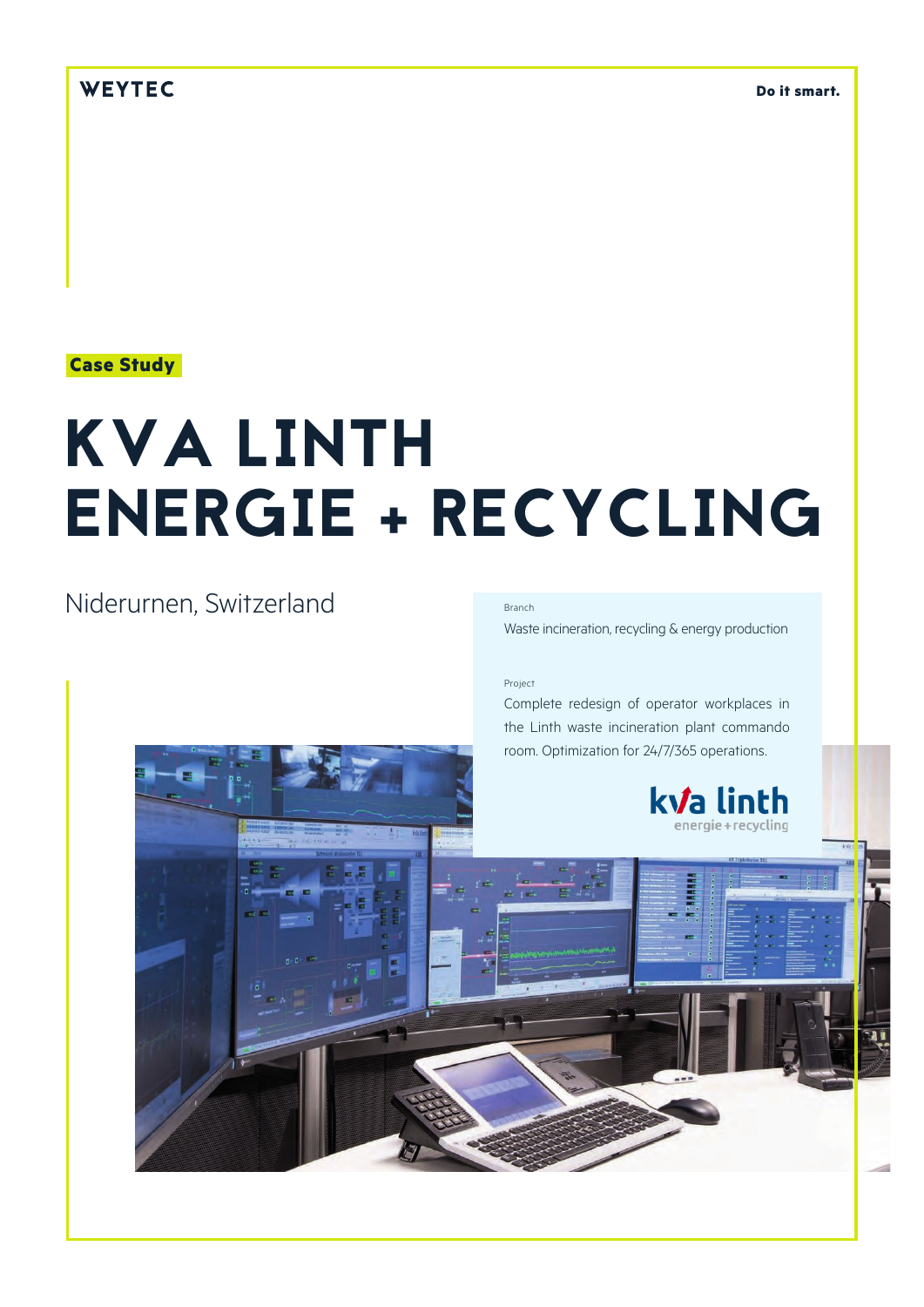WEYTEC

Do it smart.

**Case Study**

# KVA LINTH ENERGIE + RECYCLING

Niderurnen, Switzerland

Branch

Waste incineration, recycling & energy production

Project

Complete redesign of operator workplaces in the Linth waste incineration plant commando room. Optimization for 24/7/365 operations.

kva linth
energie + recycling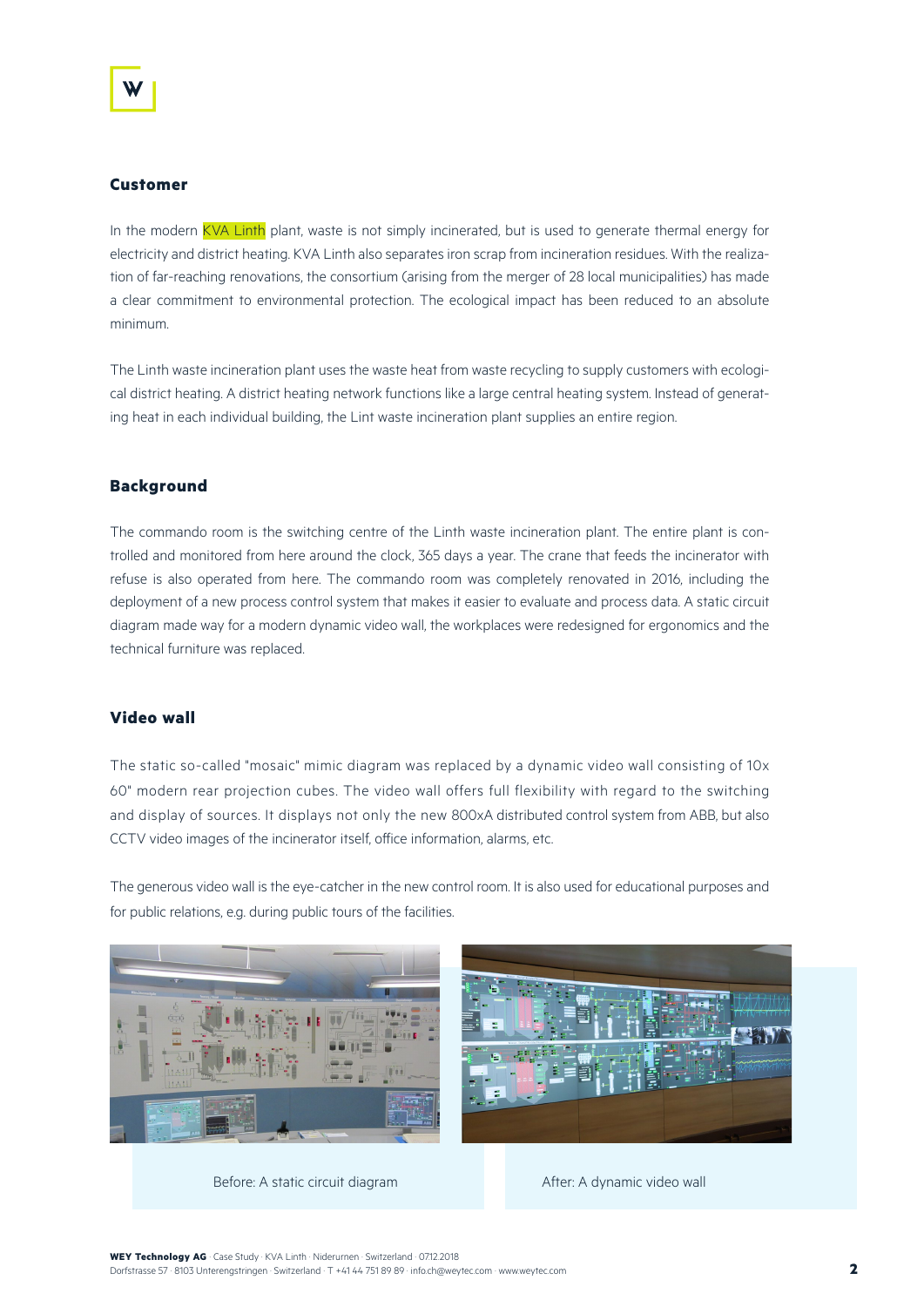## Customer

In the modern KVA Linth plant, waste is not simply incinerated, but is used to generate thermal energy for electricity and district heating. KVA Linth also separates iron scrap from incineration residues. With the realization of far-reaching renovations, the consortium (arising from the merger of 28 local municipalities) has made a clear commitment to environmental protection. The ecological impact has been reduced to an absolute minimum.

The Linth waste incineration plant uses the waste heat from waste recycling to supply customers with ecological district heating. A district heating network functions like a large central heating system. Instead of generating heat in each individual building, the Lint waste incineration plant supplies an entire region.

## Background

The commando room is the switching centre of the Linth waste incineration plant. The entire plant is controlled and monitored from here around the clock, 365 days a year. The crane that feeds the incinerator with refuse is also operated from here. The commando room was completely renovated in 2016, including the deployment of a new process control system that makes it easier to evaluate and process data. A static circuit diagram made way for a modern dynamic video wall, the workplaces were redesigned for ergonomics and the technical furniture was replaced.

## Video wall

The static so-called "mosaic" mimic diagram was replaced by a dynamic video wall consisting of 10x 60" modern rear projection cubes. The video wall offers full flexibility with regard to the switching and display of sources. It displays not only the new 800xA distributed control system from ABB, but also CCTV video images of the incinerator itself, office information, alarms, etc.

The generous video wall is the eye-catcher in the new control room. It is also used for educational purposes and for public relations, e.g. during public tours of the facilities.

Before: A static circuit diagram

After: A dynamic video wall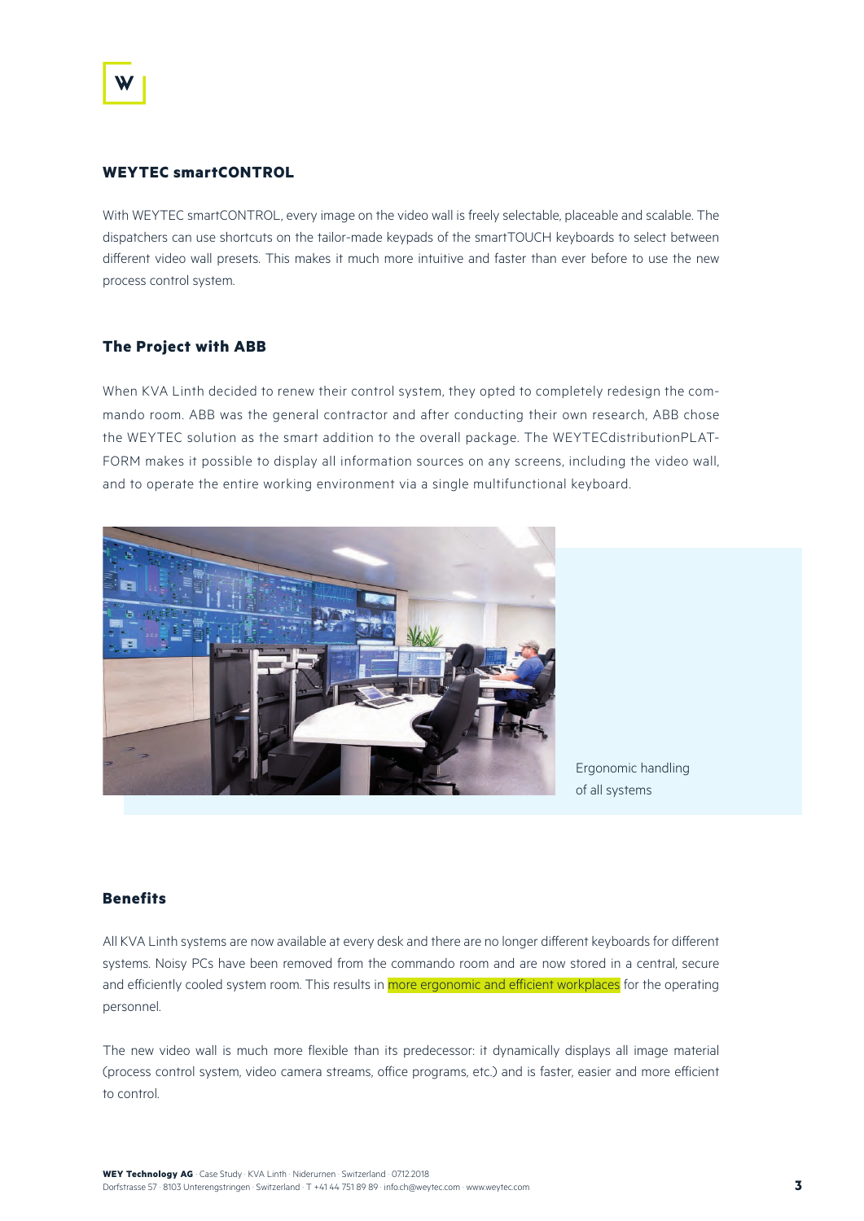## WEYTEC smartCONTROL

With WEYTEC smartCONTROL, every image on the video wall is freely selectable, placeable and scalable. The dispatchers can use shortcuts on the tailor-made keypads of the smartTOUCH keyboards to select between different video wall presets. This makes it much more intuitive and faster than ever before to use the new process control system.

## The Project with ABB

When KVA Linth decided to renew their control system, they opted to completely redesign the commando room. ABB was the general contractor and after conducting their own research, ABB chose the WEYTEC solution as the smart addition to the overall package. The WEYTECdistributionPLATFORM makes it possible to display all information sources on any screens, including the video wall, and to operate the entire working environment via a single multifunctional keyboard.

Ergonomic handling of all systems

## Benefits

All KVA Linth systems are now available at every desk and there are no longer different keyboards for different systems. Noisy PCs have been removed from the commando room and are now stored in a central, secure and efficiently cooled system room. This results in more ergonomic and efficient workplaces for the operating personnel.

The new video wall is much more flexible than its predecessor: it dynamically displays all image material (process control system, video camera streams, office programs, etc.) and is faster, easier and more efficient to control.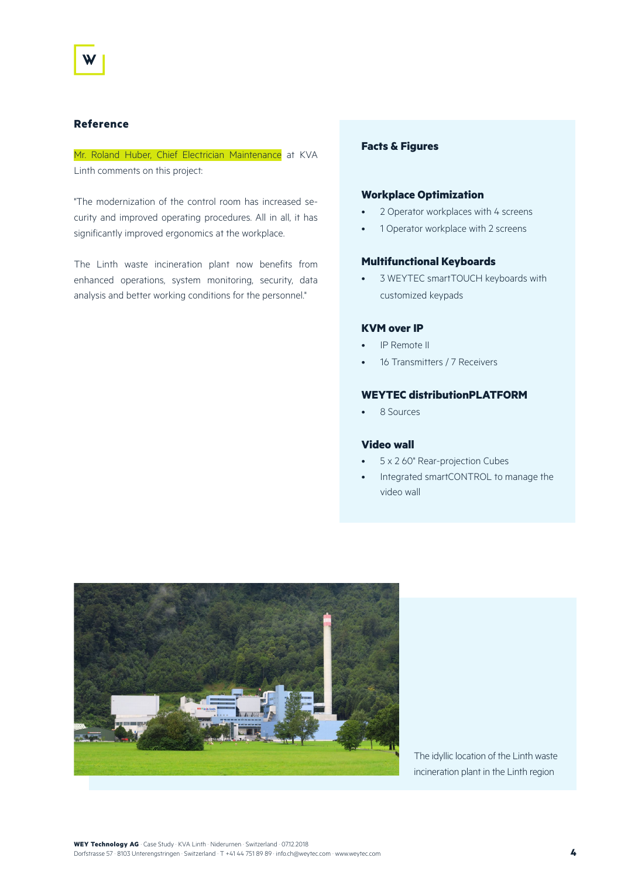## Reference

Mr. Roland Huber, Chief Electrician Maintenance at KVA Linth comments on this project:

"The modernization of the control room has increased security and improved operating procedures. All in all, it has significantly improved ergonomics at the workplace.

The Linth waste incineration plant now benefits from enhanced operations, system monitoring, security, data analysis and better working conditions for the personnel."

## Facts & Figures

### Workplace Optimization

- 2 Operator workplaces with 4 screens
- 1 Operator workplace with 2 screens

### Multifunctional Keyboards

- 3 WEYTEC smartTOUCH keyboards with customized keypads

### KVM over IP

- IP Remote II
- 16 Transmitters / 7 Receivers

### WEYTEC distributionPLATFORM

- 8 Sources

### Video wall

- 5 x 2 60" Rear-projection Cubes
- Integrated smartCONTROL to manage the video wall

The idyllic location of the Linth waste incineration plant in the Linth region